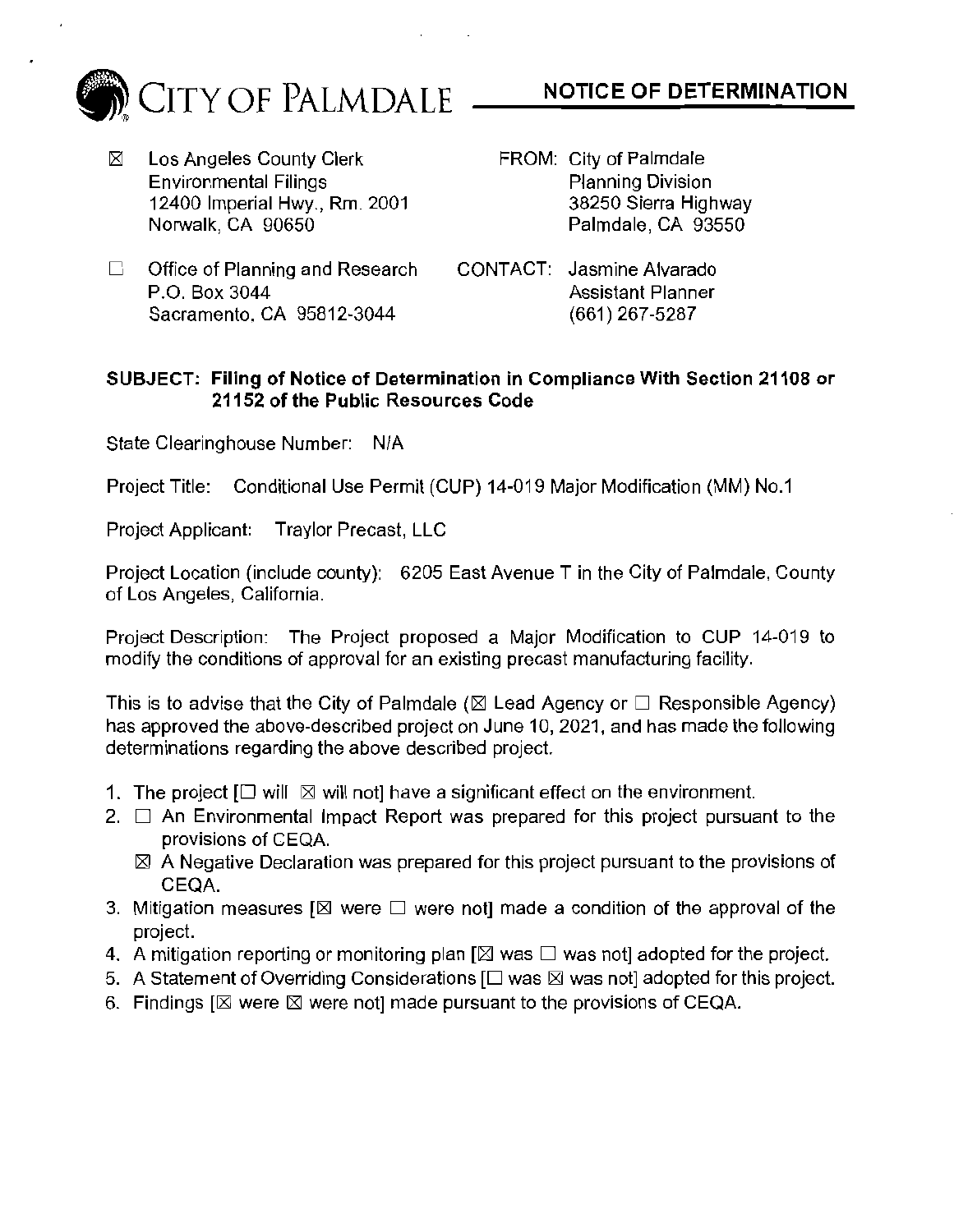# CITY OF PALMDALE — NOTICE OF DETERMINATION

☒ Los Angeles County Clerk
Environmental Filings
12400 Imperial Hwy., Rm. 2001
Norwalk, CA 90650

☐ Office of Planning and Research
P.O. Box 3044
Sacramento, CA 95812-3044

FROM: City of Palmdale
Planning Division
38250 Sierra Highway
Palmdale, CA 93550

CONTACT: Jasmine Alvarado
Assistant Planner
(661) 267-5287

**SUBJECT: Filing of Notice of Determination in Compliance With Section 21108 or 21152 of the Public Resources Code**

State Clearinghouse Number: N/A

Project Title: Conditional Use Permit (CUP) 14-019 Major Modification (MM) No.1

Project Applicant: Traylor Precast, LLC

Project Location (include county): 6205 East Avenue T in the City of Palmdale, County of Los Angeles, California.

Project Description: The Project proposed a Major Modification to CUP 14-019 to modify the conditions of approval for an existing precast manufacturing facility.

This is to advise that the City of Palmdale (☒ Lead Agency or ☐ Responsible Agency) has approved the above-described project on June 10, 2021, and has made the following determinations regarding the above described project.

1. The project [☐ will ☒ will not] have a significant effect on the environment.
2. ☐ An Environmental Impact Report was prepared for this project pursuant to the provisions of CEQA.
   ☒ A Negative Declaration was prepared for this project pursuant to the provisions of CEQA.
3. Mitigation measures [☒ were ☐ were not] made a condition of the approval of the project.
4. A mitigation reporting or monitoring plan [☒ was ☐ was not] adopted for the project.
5. A Statement of Overriding Considerations [☐ was ☒ was not] adopted for this project.
6. Findings [☒ were ☒ were not] made pursuant to the provisions of CEQA.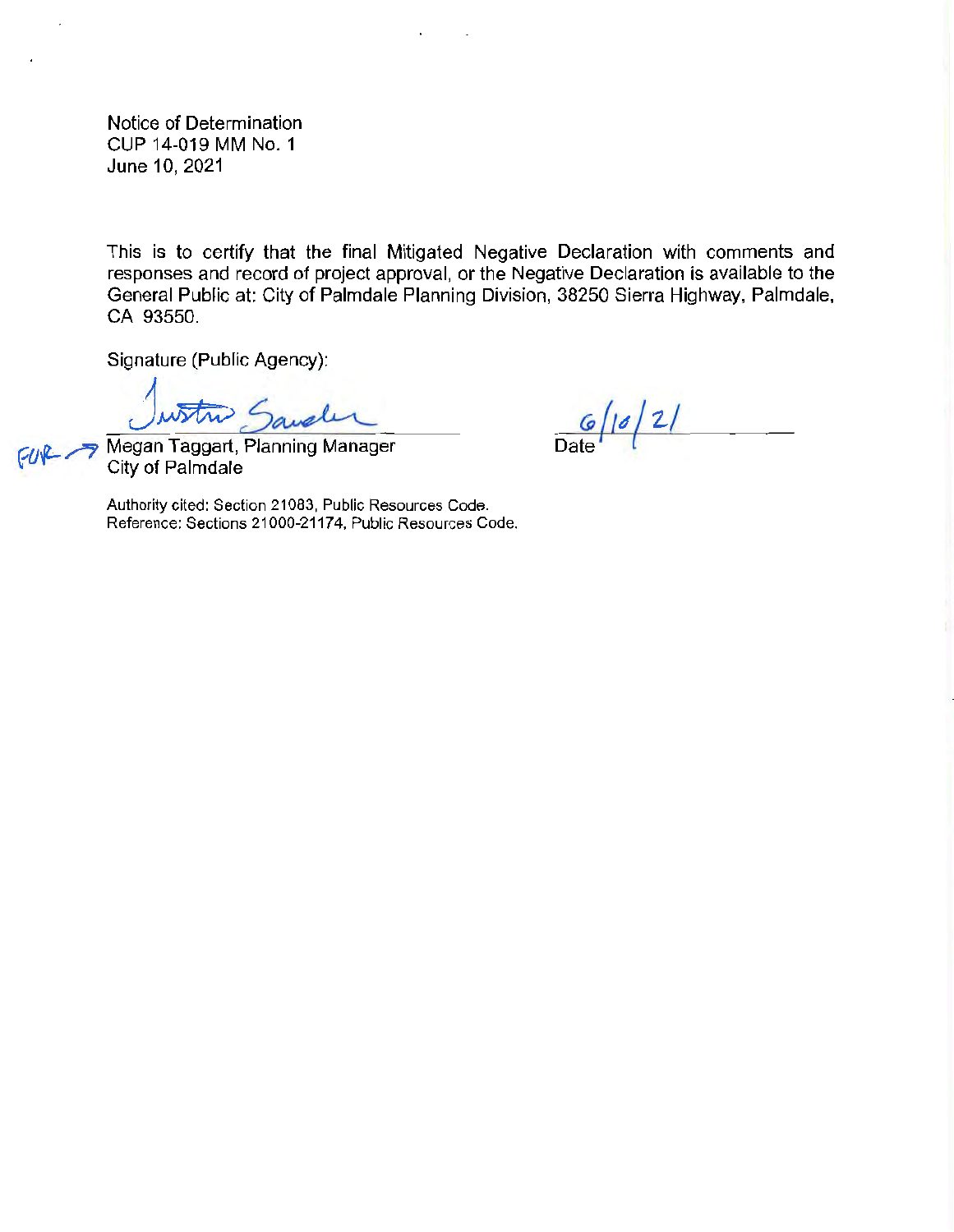Notice of Determination
CUP 14-019 MM No. 1
June 10, 2021

This is to certify that the final Mitigated Negative Declaration with comments and responses and record of project approval, or the Negative Declaration is available to the General Public at: City of Palmdale Planning Division, 38250 Sierra Highway, Palmdale, CA 93550.

Signature (Public Agency):

Justin Sauder

FOR → Megan Taggart, Planning Manager
City of Palmdale

6/10/21
Date

Authority cited: Section 21083, Public Resources Code.
Reference: Sections 21000-21174, Public Resources Code.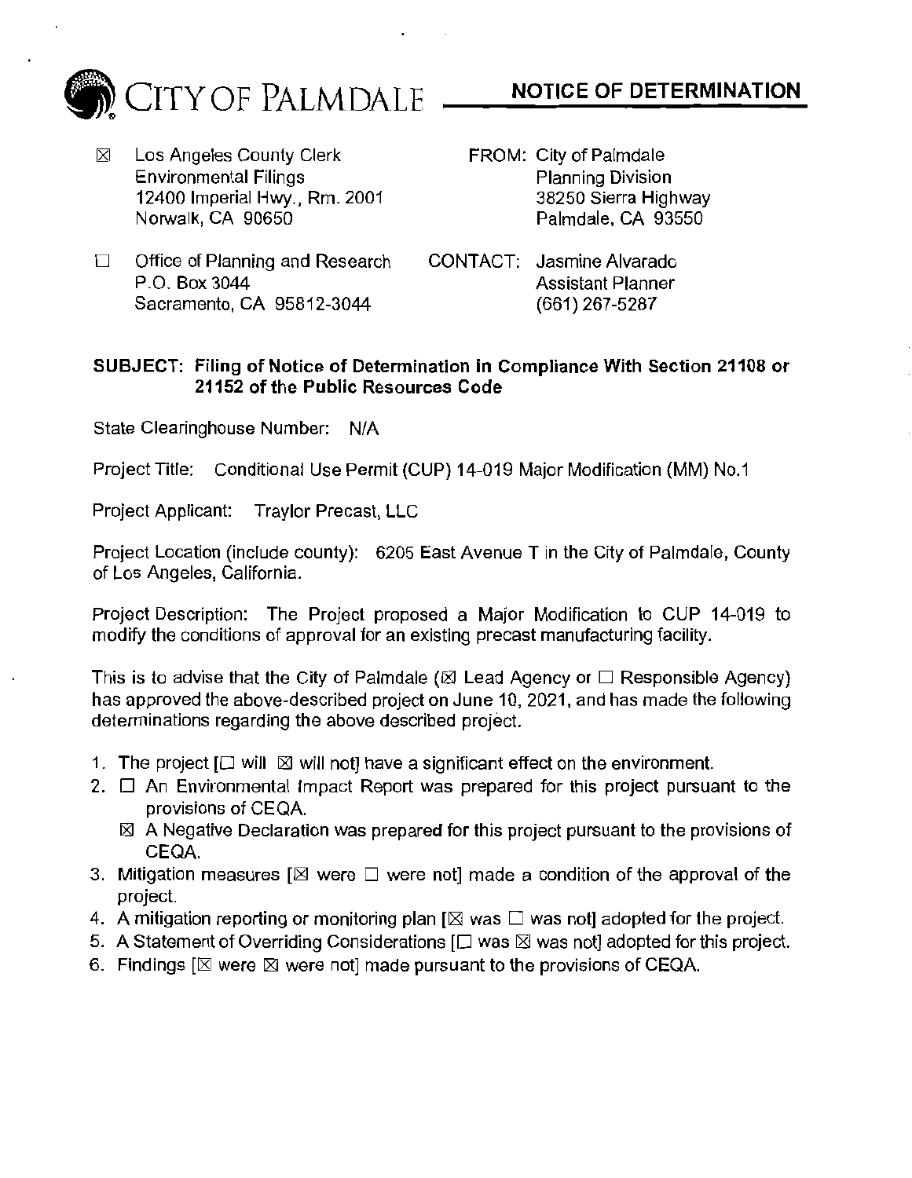# CITY OF PALMDALE — NOTICE OF DETERMINATION

☒ Los Angeles County Clerk
Environmental Filings
12400 Imperial Hwy., Rm. 2001
Norwalk, CA 90650

☐ Office of Planning and Research
P.O. Box 3044
Sacramento, CA 95812-3044

FROM: City of Palmdale
Planning Division
38250 Sierra Highway
Palmdale, CA 93550

CONTACT: Jasmine Alvarado
Assistant Planner
(661) 267-5287

**SUBJECT: Filing of Notice of Determination in Compliance With Section 21108 or 21152 of the Public Resources Code**

State Clearinghouse Number: N/A

Project Title: Conditional Use Permit (CUP) 14-019 Major Modification (MM) No.1

Project Applicant: Traylor Precast, LLC

Project Location (include county): 6205 East Avenue T in the City of Palmdale, County of Los Angeles, California.

Project Description: The Project proposed a Major Modification to CUP 14-019 to modify the conditions of approval for an existing precast manufacturing facility.

This is to advise that the City of Palmdale (☒ Lead Agency or ☐ Responsible Agency) has approved the above-described project on June 10, 2021, and has made the following determinations regarding the above described project.

1. The project [☐ will ☒ will not] have a significant effect on the environment.
2. ☐ An Environmental Impact Report was prepared for this project pursuant to the provisions of CEQA.
   ☒ A Negative Declaration was prepared for this project pursuant to the provisions of CEQA.
3. Mitigation measures [☒ were ☐ were not] made a condition of the approval of the project.
4. A mitigation reporting or monitoring plan [☒ was ☐ was not] adopted for the project.
5. A Statement of Overriding Considerations [☐ was ☒ was not] adopted for this project.
6. Findings [☒ were ☒ were not] made pursuant to the provisions of CEQA.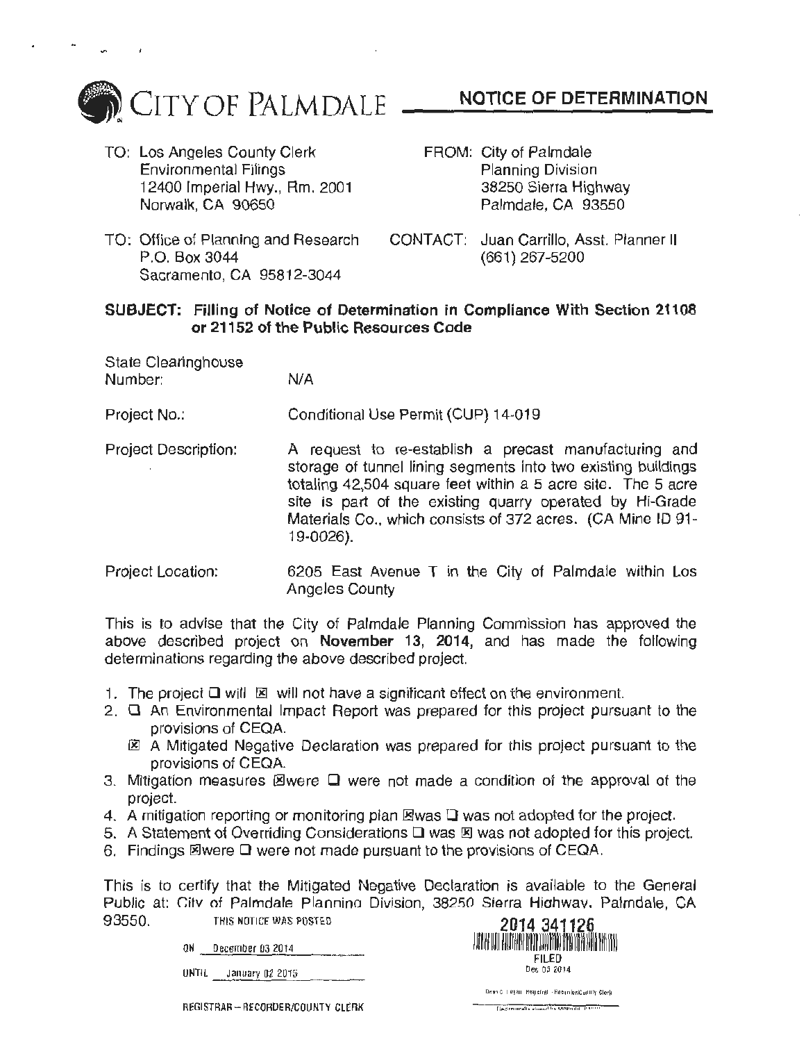# CITY OF PALMDALE — NOTICE OF DETERMINATION

TO: Los Angeles County Clerk
Environmental Filings
12400 Imperial Hwy., Rm. 2001
Norwalk, CA 90650

FROM: City of Palmdale
Planning Division
38250 Sierra Highway
Palmdale, CA 93550

TO: Office of Planning and Research
P.O. Box 3044
Sacramento, CA 95812-3044

CONTACT: Juan Carrillo, Asst. Planner II
(661) 267-5200

**SUBJECT: Filling of Notice of Determination in Compliance With Section 21108 or 21152 of the Public Resources Code**

State Clearinghouse Number: N/A

Project No.: Conditional Use Permit (CUP) 14-019

Project Description: A request to re-establish a precast manufacturing and storage of tunnel lining segments into two existing buildings totaling 42,504 square feet within a 5 acre site. The 5 acre site is part of the existing quarry operated by Hi-Grade Materials Co., which consists of 372 acres. (CA Mine ID 91-19-0026).

Project Location: 6205 East Avenue T in the City of Palmdale within Los Angeles County

This is to advise that the City of Palmdale Planning Commission has approved the above described project on **November 13, 2014**, and has made the following determinations regarding the above described project.

1. The project ☐ will ☒ will not have a significant effect on the environment.
2. ☐ An Environmental Impact Report was prepared for this project pursuant to the provisions of CEQA.
   ☒ A Mitigated Negative Declaration was prepared for this project pursuant to the provisions of CEQA.
3. Mitigation measures ☒were ☐ were not made a condition of the approval of the project.
4. A mitigation reporting or monitoring plan ☒was ☐ was not adopted for the project.
5. A Statement of Overriding Considerations ☐ was ☒ was not adopted for this project.
6. Findings ☒were ☐ were not made pursuant to the provisions of CEQA.

This is to certify that the Mitigated Negative Declaration is available to the General Public at: City of Palmdale Planning Division, 38250 Sierra Highway, Palmdale, CA 93550.

THIS NOTICE WAS POSTED

ON December 03 2014

UNTIL January 02 2015

REGISTRAR – RECORDER/COUNTY CLERK

2014 341126

FILED

Dec 03 2014

Dean C. Logan, Registrar - Recorder/County Clerk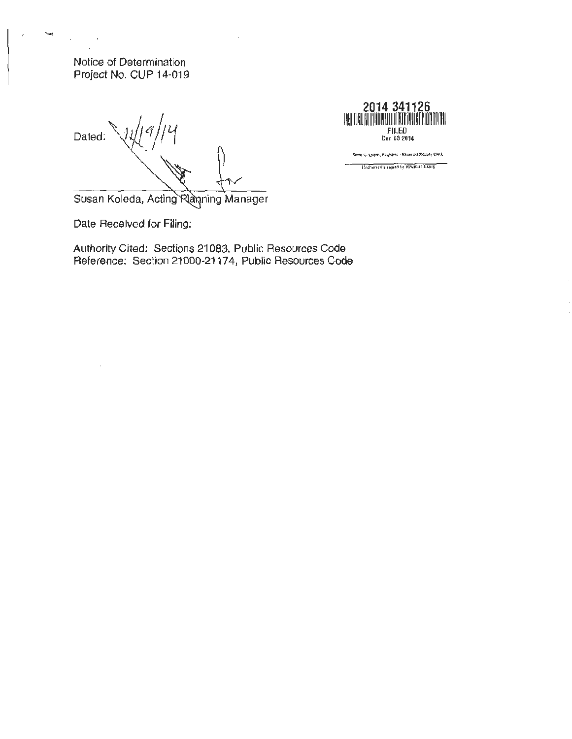Notice of Determination
Project No. CUP 14-019

2014 341126
FILED
Dec 03 2014

Dean C. Logan, Registrar - Recorder/County Clerk

Electronically signed by MONIQUE DAVIS

Dated: 11/19/14

Susan Koleda, Acting Planning Manager

Date Received for Filing:

Authority Cited: Sections 21083, Public Resources Code
Reference: Section 21000-21174, Public Resources Code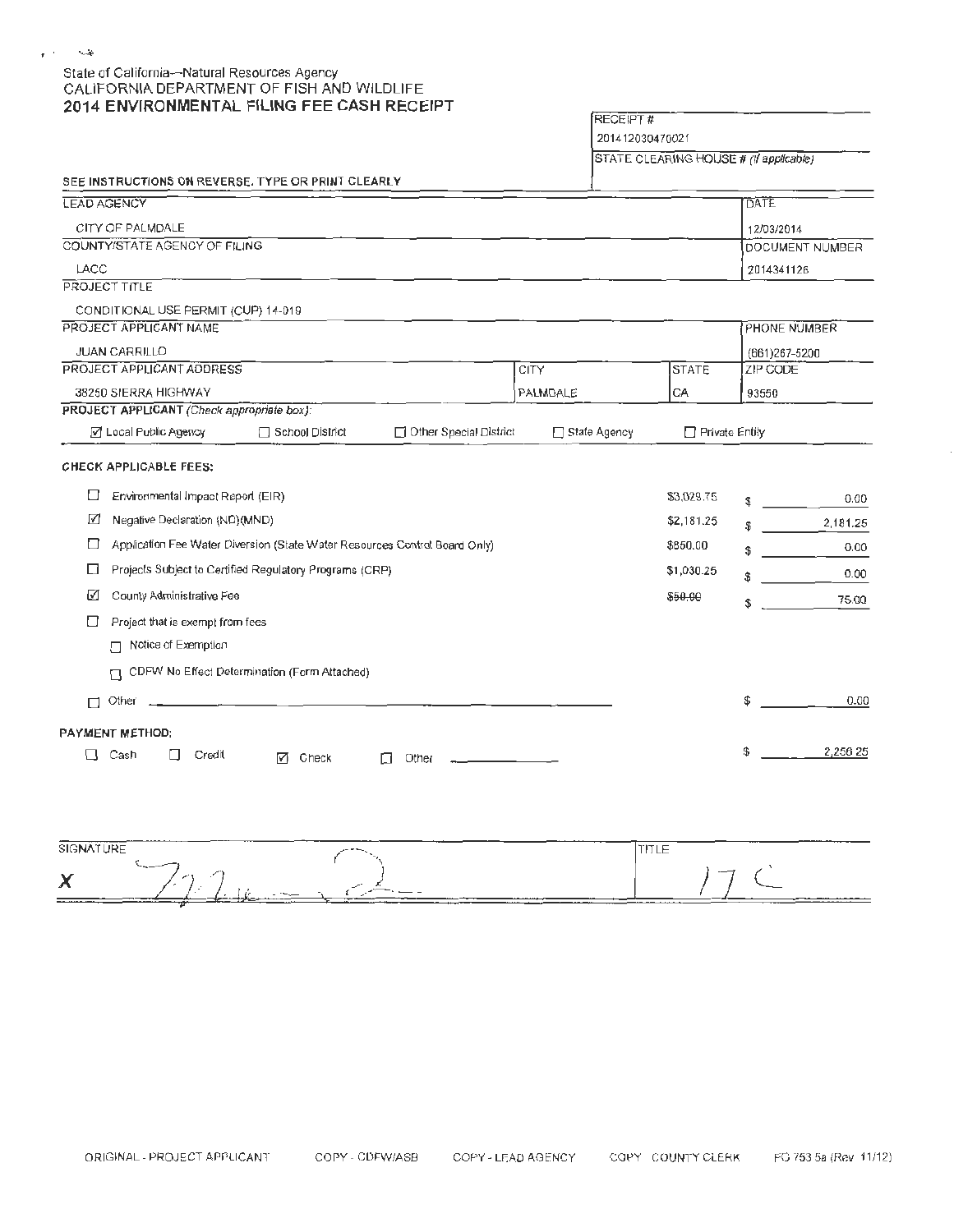State of California—Natural Resources Agency
CALIFORNIA DEPARTMENT OF FISH AND WILDLIFE
**2014 ENVIRONMENTAL FILING FEE CASH RECEIPT**

| RECEIPT # |
|---|
| 201412030470021 |
| STATE CLEARING HOUSE # *(if applicable)* |

**SEE INSTRUCTIONS ON REVERSE. TYPE OR PRINT CLEARLY**

| LEAD AGENCY | | | DATE |
|---|---|---|---|
| CITY OF PALMDALE | | | 12/03/2014 |
| COUNTY/STATE AGENCY OF FILING | | | DOCUMENT NUMBER |
| LACC | | | 2014341126 |
| PROJECT TITLE | | | |
| CONDITIONAL USE PERMIT (CUP) 14-019 | | | |
| PROJECT APPLICANT NAME | | | PHONE NUMBER |
| JUAN CARRILLO | | | (661)267-5200 |
| PROJECT APPLICANT ADDRESS | CITY | STATE | ZIP CODE |
| 38250 SIERRA HIGHWAY | PALMDALE | CA | 93550 |

**PROJECT APPLICANT** *(Check appropriate box):*

☑ Local Public Agency ☐ School District ☐ Other Special District ☐ State Agency ☐ Private Entity

**CHECK APPLICABLE FEES:**

| | Fee | Amount | Paid |
|---|---|---|---|
| ☐ | Environmental Impact Report (EIR) | $3,029.75 | $ 0.00 |
| ☑ | Negative Declaration (ND)(MND) | $2,181.25 | $ 2,181.25 |
| ☐ | Application Fee Water Diversion (State Water Resources Control Board Only) | $850.00 | $ 0.00 |
| ☐ | Projects Subject to Certified Regulatory Programs (CRP) | $1,030.25 | $ 0.00 |
| ☑ | County Administrative Fee | ~~$50.00~~ | $ 75.00 |
| ☐ | Project that is exempt from fees | | |
| ☐ | Notice of Exemption | | |
| ☐ | CDFW No Effect Determination (Form Attached) | | |
| ☐ | Other | | $ 0.00 |

**PAYMENT METHOD:**

☐ Cash ☐ Credit ☑ Check ☐ Other

TOTAL RECEIVED: $ 2,256.25

| SIGNATURE | TITLE |
|---|---|
| X [signature] | DC |

ORIGINAL - PROJECT APPLICANT COPY - CDFW/ASB COPY - LEAD AGENCY COPY - COUNTY CLERK FG 753.5a (Rev. 11/12)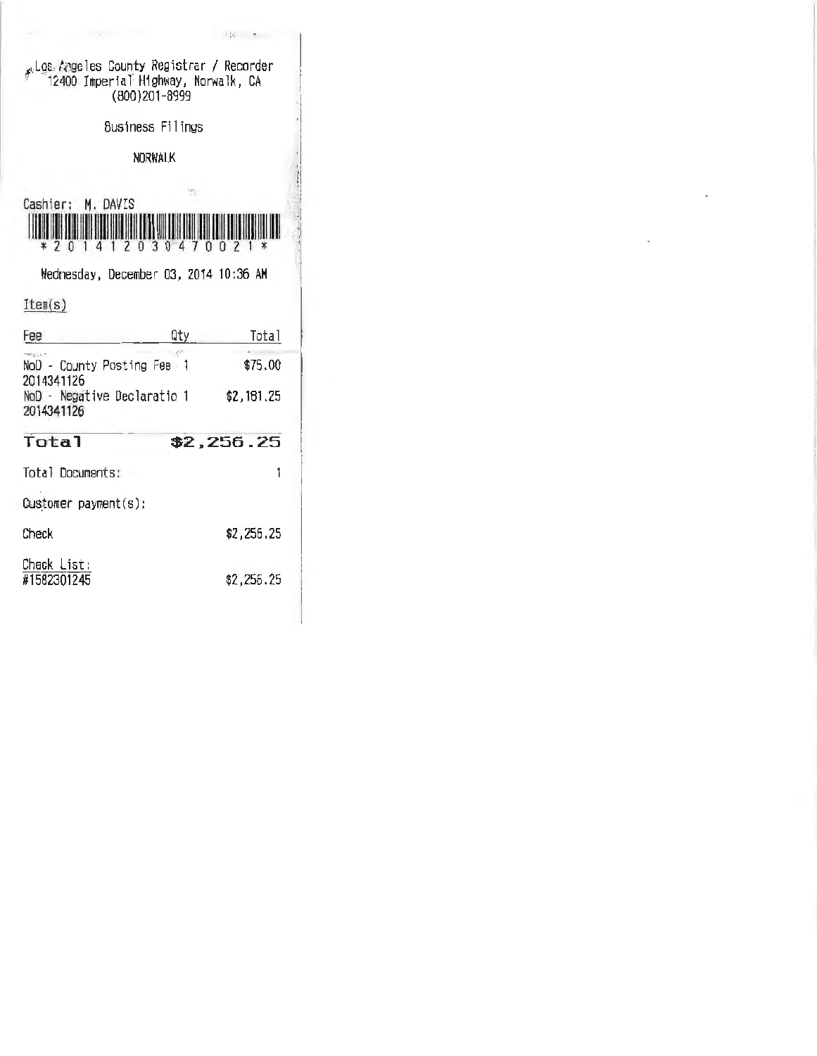Los Angeles County Registrar / Recorder
12400 Imperial Highway, Norwalk, CA
(800)201-8999

Business Filings

NORWALK

Cashier: M. DAVIS

*20141203047002 1*

Wednesday, December 03, 2014 10:36 AM

Item(s)

| Fee | Qty | Total |
|---|---|---|
| NoD - County Posting Fee 2014341126 | 1 | $75.00 |
| NoD - Negative Declaratio 2014341126 | 1 | $2,181.25 |

**Total $2,256.25**

Total Documents: 1

Customer payment(s):

Check $2,256.25

Check List:
#1582301245 $2,256.25